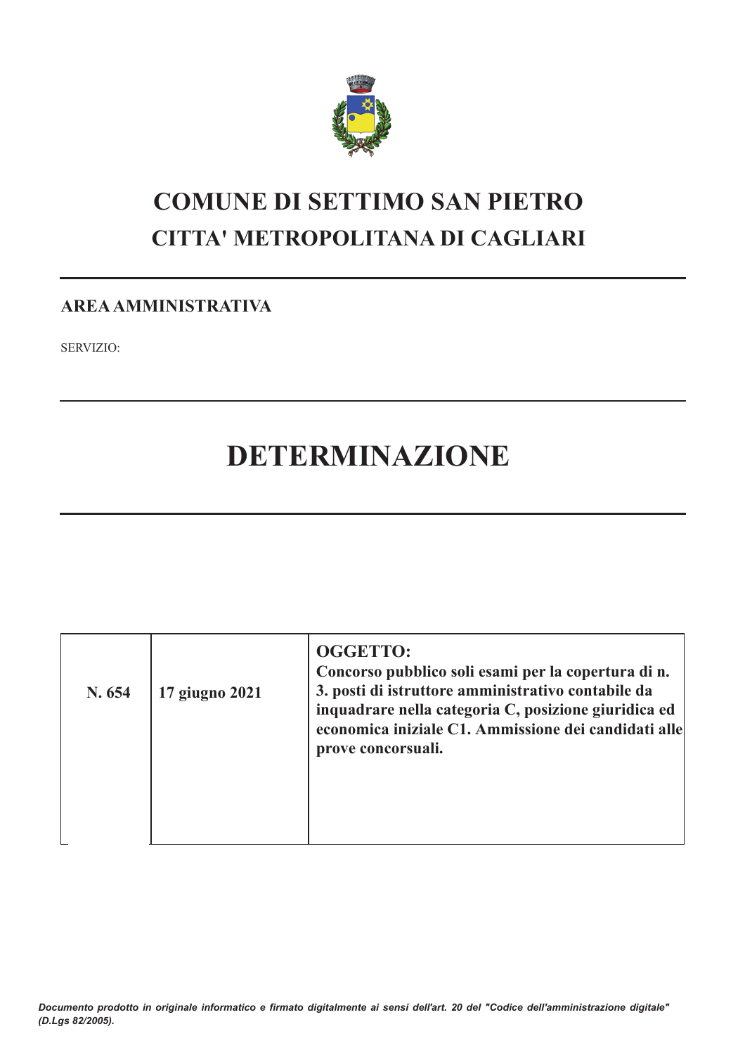# COMUNE DI SETTIMO SAN PIETRO

## CITTA' METROPOLITANA DI CAGLIARI

**AREA AMMINISTRATIVA**

SERVIZIO:

# DETERMINAZIONE

| N. 654 | 17 giugno 2021 | **OGGETTO:** **Concorso pubblico soli esami per la copertura di n. 3. posti di istruttore amministrativo contabile da inquadrare nella categoria C, posizione giuridica ed economica iniziale C1. Ammissione dei candidati alle prove concorsuali.** |
|---|---|---|

*Documento prodotto in originale informatico e firmato digitalmente ai sensi dell'art. 20 del "Codice dell'amministrazione digitale" (D.Lgs 82/2005).*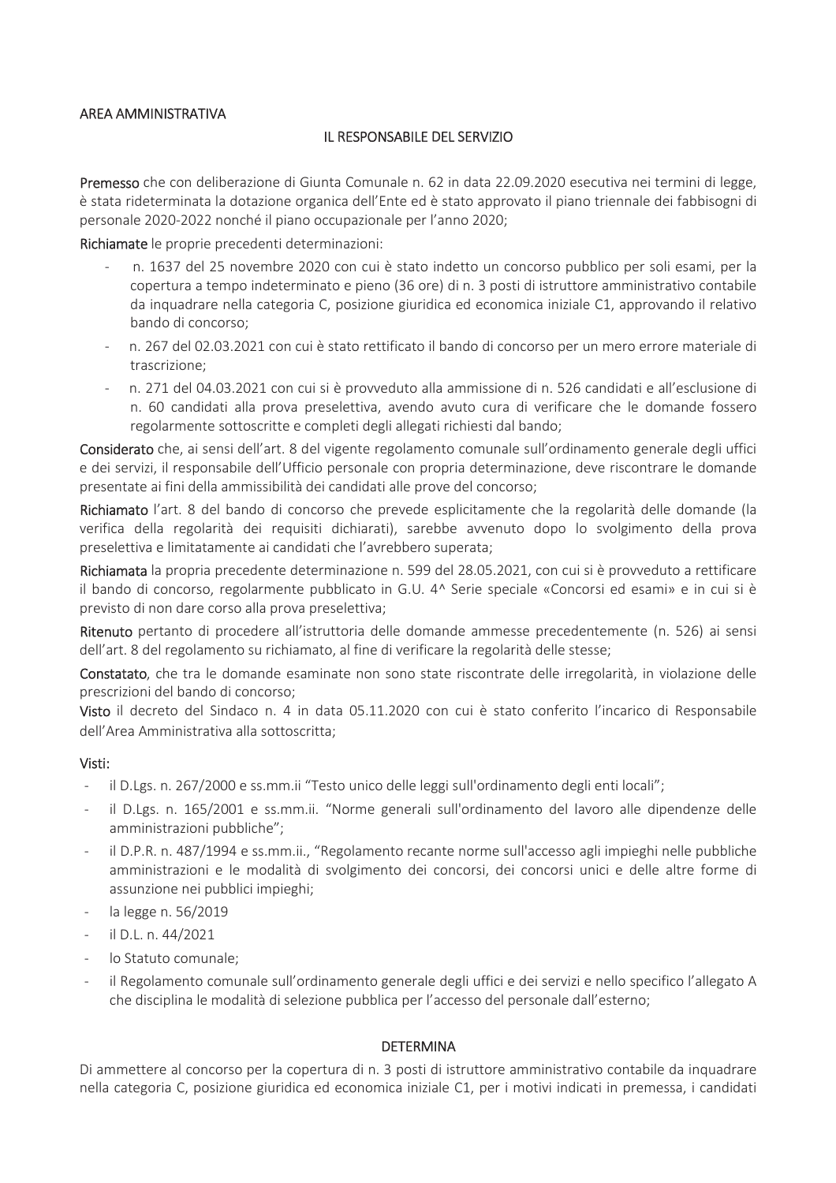AREA AMMINISTRATIVA

IL RESPONSABILE DEL SERVIZIO

**Premesso** che con deliberazione di Giunta Comunale n. 62 in data 22.09.2020 esecutiva nei termini di legge, è stata rideterminata la dotazione organica dell'Ente ed è stato approvato il piano triennale dei fabbisogni di personale 2020-2022 nonché il piano occupazionale per l'anno 2020;

**Richiamate** le proprie precedenti determinazioni:

- n. 1637 del 25 novembre 2020 con cui è stato indetto un concorso pubblico per soli esami, per la copertura a tempo indeterminato e pieno (36 ore) di n. 3 posti di istruttore amministrativo contabile da inquadrare nella categoria C, posizione giuridica ed economica iniziale C1, approvando il relativo bando di concorso;
- n. 267 del 02.03.2021 con cui è stato rettificato il bando di concorso per un mero errore materiale di trascrizione;
- n. 271 del 04.03.2021 con cui si è provveduto alla ammissione di n. 526 candidati e all'esclusione di n. 60 candidati alla prova preselettiva, avendo avuto cura di verificare che le domande fossero regolarmente sottoscritte e completi degli allegati richiesti dal bando;

**Considerato** che, ai sensi dell'art. 8 del vigente regolamento comunale sull'ordinamento generale degli uffici e dei servizi, il responsabile dell'Ufficio personale con propria determinazione, deve riscontrare le domande presentate ai fini della ammissibilità dei candidati alle prove del concorso;

**Richiamato** l'art. 8 del bando di concorso che prevede esplicitamente che la regolarità delle domande (la verifica della regolarità dei requisiti dichiarati), sarebbe avvenuto dopo lo svolgimento della prova preselettiva e limitatamente ai candidati che l'avrebbero superata;

**Richiamata** la propria precedente determinazione n. 599 del 28.05.2021, con cui si è provveduto a rettificare il bando di concorso, regolarmente pubblicato in G.U. 4^ Serie speciale «Concorsi ed esami» e in cui si è previsto di non dare corso alla prova preselettiva;

**Ritenuto** pertanto di procedere all'istruttoria delle domande ammesse precedentemente (n. 526) ai sensi dell'art. 8 del regolamento su richiamato, al fine di verificare la regolarità delle stesse;

**Constatato**, che tra le domande esaminate non sono state riscontrate delle irregolarità, in violazione delle prescrizioni del bando di concorso;

**Visto** il decreto del Sindaco n. 4 in data 05.11.2020 con cui è stato conferito l'incarico di Responsabile dell'Area Amministrativa alla sottoscritta;

**Visti:**

- il D.Lgs. n. 267/2000 e ss.mm.ii "Testo unico delle leggi sull'ordinamento degli enti locali";
- il D.Lgs. n. 165/2001 e ss.mm.ii. "Norme generali sull'ordinamento del lavoro alle dipendenze delle amministrazioni pubbliche";
- il D.P.R. n. 487/1994 e ss.mm.ii., "Regolamento recante norme sull'accesso agli impieghi nelle pubbliche amministrazioni e le modalità di svolgimento dei concorsi, dei concorsi unici e delle altre forme di assunzione nei pubblici impieghi;
- la legge n. 56/2019
- il D.L. n. 44/2021
- lo Statuto comunale;
- il Regolamento comunale sull'ordinamento generale degli uffici e dei servizi e nello specifico l'allegato A che disciplina le modalità di selezione pubblica per l'accesso del personale dall'esterno;

DETERMINA

Di ammettere al concorso per la copertura di n. 3 posti di istruttore amministrativo contabile da inquadrare nella categoria C, posizione giuridica ed economica iniziale C1, per i motivi indicati in premessa, i candidati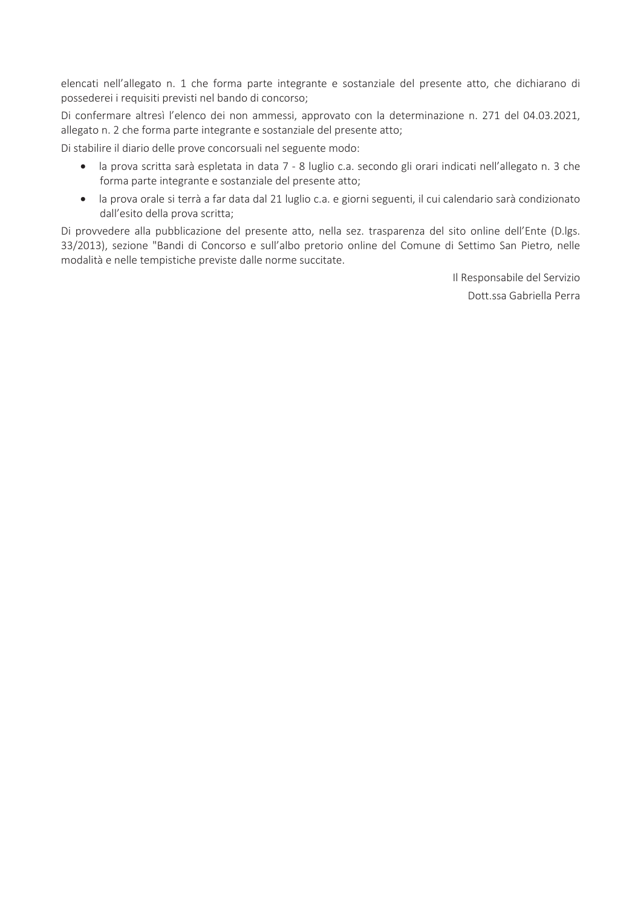elencati nell'allegato n. 1 che forma parte integrante e sostanziale del presente atto, che dichiarano di possederei i requisiti previsti nel bando di concorso;

Di confermare altresì l'elenco dei non ammessi, approvato con la determinazione n. 271 del 04.03.2021, allegato n. 2 che forma parte integrante e sostanziale del presente atto;

Di stabilire il diario delle prove concorsuali nel seguente modo:

- la prova scritta sarà espletata in data 7 - 8 luglio c.a. secondo gli orari indicati nell'allegato n. 3 che forma parte integrante e sostanziale del presente atto;
- la prova orale si terrà a far data dal 21 luglio c.a. e giorni seguenti, il cui calendario sarà condizionato dall'esito della prova scritta;

Di provvedere alla pubblicazione del presente atto, nella sez. trasparenza del sito online dell'Ente (D.lgs. 33/2013), sezione "Bandi di Concorso e sull'albo pretorio online del Comune di Settimo San Pietro, nelle modalità e nelle tempistiche previste dalle norme succitate.

Il Responsabile del Servizio
Dott.ssa Gabriella Perra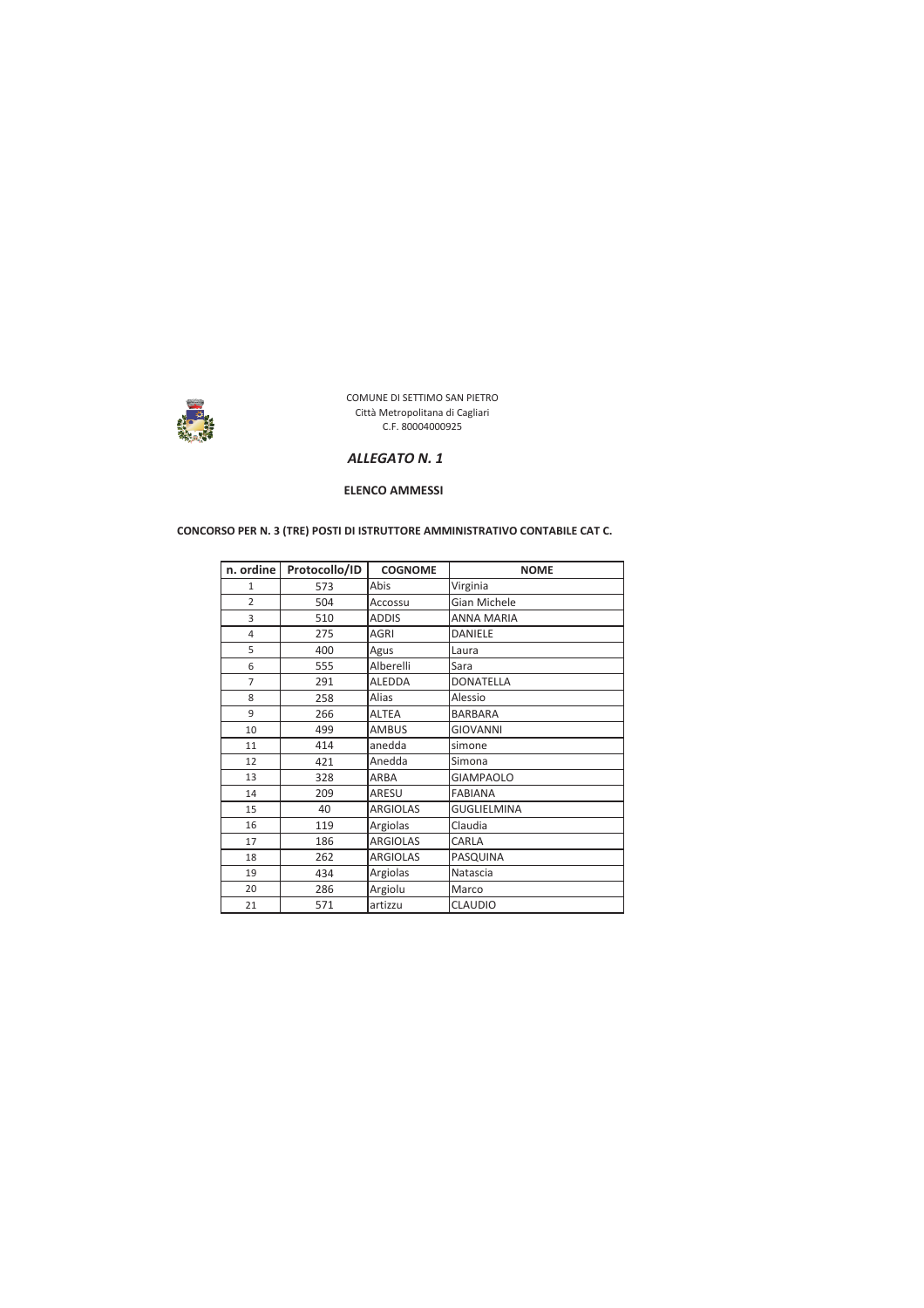COMUNE DI SETTIMO SAN PIETRO
Città Metropolitana di Cagliari
C.F. 80004000925

## *ALLEGATO N. 1*

**ELENCO AMMESSI**

**CONCORSO PER N. 3 (TRE) POSTI DI ISTRUTTORE AMMINISTRATIVO CONTABILE CAT C.**

| n. ordine | Protocollo/ID | COGNOME | NOME |
|---|---|---|---|
| 1 | 573 | Abis | Virginia |
| 2 | 504 | Accossu | Gian Michele |
| 3 | 510 | ADDIS | ANNA MARIA |
| 4 | 275 | AGRI | DANIELE |
| 5 | 400 | Agus | Laura |
| 6 | 555 | Alberelli | Sara |
| 7 | 291 | ALEDDA | DONATELLA |
| 8 | 258 | Alias | Alessio |
| 9 | 266 | ALTEA | BARBARA |
| 10 | 499 | AMBUS | GIOVANNI |
| 11 | 414 | anedda | simone |
| 12 | 421 | Anedda | Simona |
| 13 | 328 | ARBA | GIAMPAOLO |
| 14 | 209 | ARESU | FABIANA |
| 15 | 40 | ARGIOLAS | GUGLIELMINA |
| 16 | 119 | Argiolas | Claudia |
| 17 | 186 | ARGIOLAS | CARLA |
| 18 | 262 | ARGIOLAS | PASQUINA |
| 19 | 434 | Argiolas | Natascia |
| 20 | 286 | Argiolu | Marco |
| 21 | 571 | artizzu | CLAUDIO |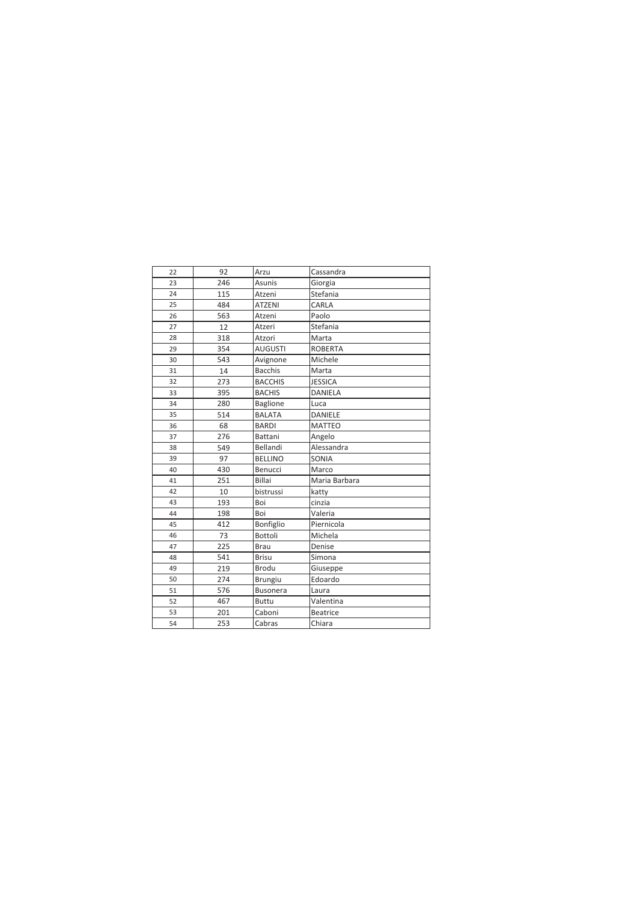| 22 | 92 | Arzu | Cassandra |
|---|---|---|---|
| 23 | 246 | Asunis | Giorgia |
| 24 | 115 | Atzeni | Stefania |
| 25 | 484 | ATZENI | CARLA |
| 26 | 563 | Atzeni | Paolo |
| 27 | 12 | Atzeri | Stefania |
| 28 | 318 | Atzori | Marta |
| 29 | 354 | AUGUSTI | ROBERTA |
| 30 | 543 | Avignone | Michele |
| 31 | 14 | Bacchis | Marta |
| 32 | 273 | BACCHIS | JESSICA |
| 33 | 395 | BACHIS | DANIELA |
| 34 | 280 | Baglione | Luca |
| 35 | 514 | BALATA | DANIELE |
| 36 | 68 | BARDI | MATTEO |
| 37 | 276 | Battani | Angelo |
| 38 | 549 | Bellandi | Alessandra |
| 39 | 97 | BELLINO | SONIA |
| 40 | 430 | Benucci | Marco |
| 41 | 251 | Billai | Maria Barbara |
| 42 | 10 | bistrussi | katty |
| 43 | 193 | Boi | cinzia |
| 44 | 198 | Boi | Valeria |
| 45 | 412 | Bonfiglio | Piernicola |
| 46 | 73 | Bottoli | Michela |
| 47 | 225 | Brau | Denise |
| 48 | 541 | Brisu | Simona |
| 49 | 219 | Brodu | Giuseppe |
| 50 | 274 | Brungiu | Edoardo |
| 51 | 576 | Busonera | Laura |
| 52 | 467 | Buttu | Valentina |
| 53 | 201 | Caboni | Beatrice |
| 54 | 253 | Cabras | Chiara |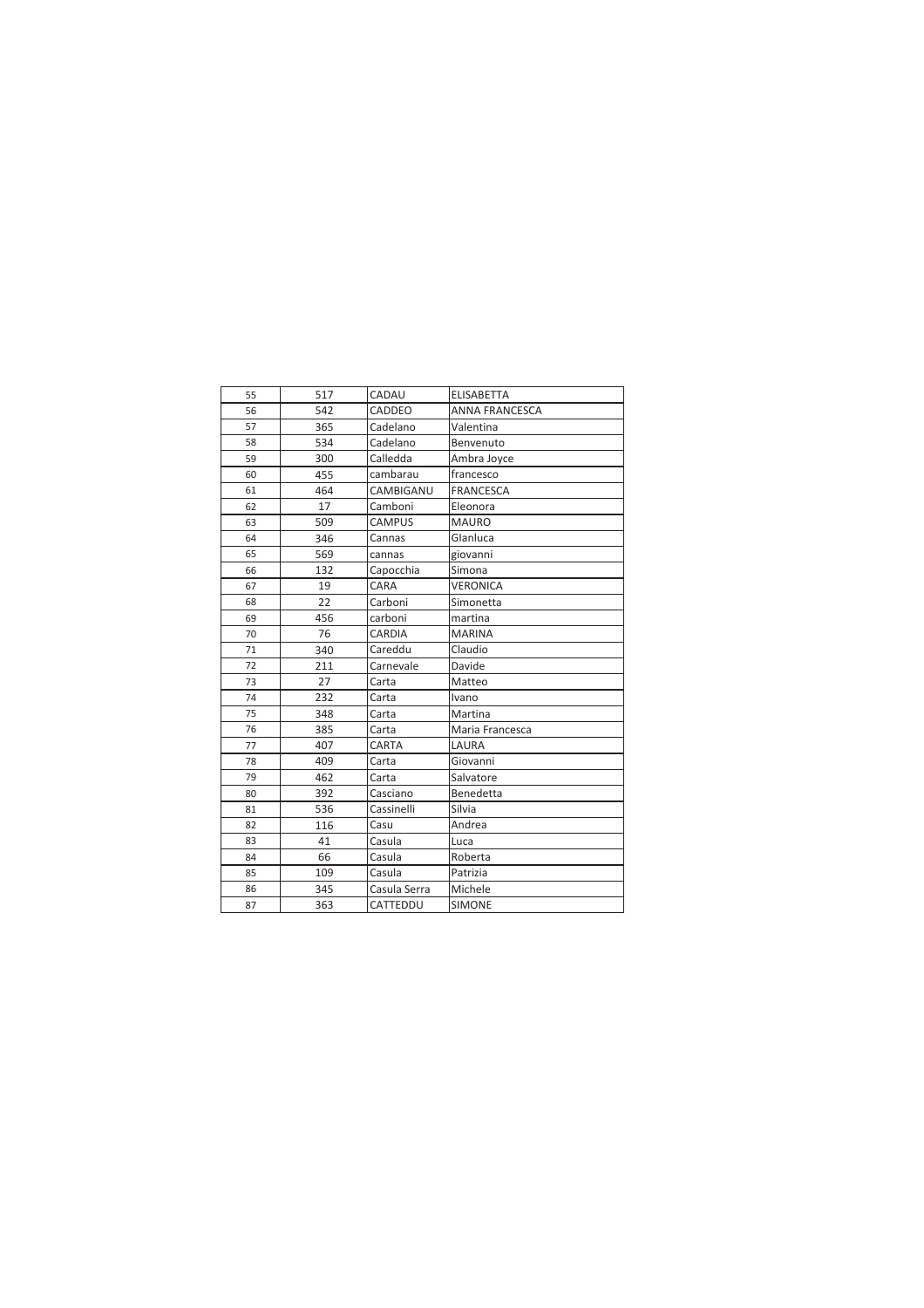| 55 | 517 | CADAU | ELISABETTA |
|---|---|---|---|
| 56 | 542 | CADDEO | ANNA FRANCESCA |
| 57 | 365 | Cadelano | Valentina |
| 58 | 534 | Cadelano | Benvenuto |
| 59 | 300 | Calledda | Ambra Joyce |
| 60 | 455 | cambarau | francesco |
| 61 | 464 | CAMBIGANU | FRANCESCA |
| 62 | 17 | Camboni | Eleonora |
| 63 | 509 | CAMPUS | MAURO |
| 64 | 346 | Cannas | GIanluca |
| 65 | 569 | cannas | giovanni |
| 66 | 132 | Capocchia | Simona |
| 67 | 19 | CARA | VERONICA |
| 68 | 22 | Carboni | Simonetta |
| 69 | 456 | carboni | martina |
| 70 | 76 | CARDIA | MARINA |
| 71 | 340 | Careddu | Claudio |
| 72 | 211 | Carnevale | Davide |
| 73 | 27 | Carta | Matteo |
| 74 | 232 | Carta | Ivano |
| 75 | 348 | Carta | Martina |
| 76 | 385 | Carta | Maria Francesca |
| 77 | 407 | CARTA | LAURA |
| 78 | 409 | Carta | Giovanni |
| 79 | 462 | Carta | Salvatore |
| 80 | 392 | Casciano | Benedetta |
| 81 | 536 | Cassinelli | Silvia |
| 82 | 116 | Casu | Andrea |
| 83 | 41 | Casula | Luca |
| 84 | 66 | Casula | Roberta |
| 85 | 109 | Casula | Patrizia |
| 86 | 345 | Casula Serra | Michele |
| 87 | 363 | CATTEDDU | SIMONE |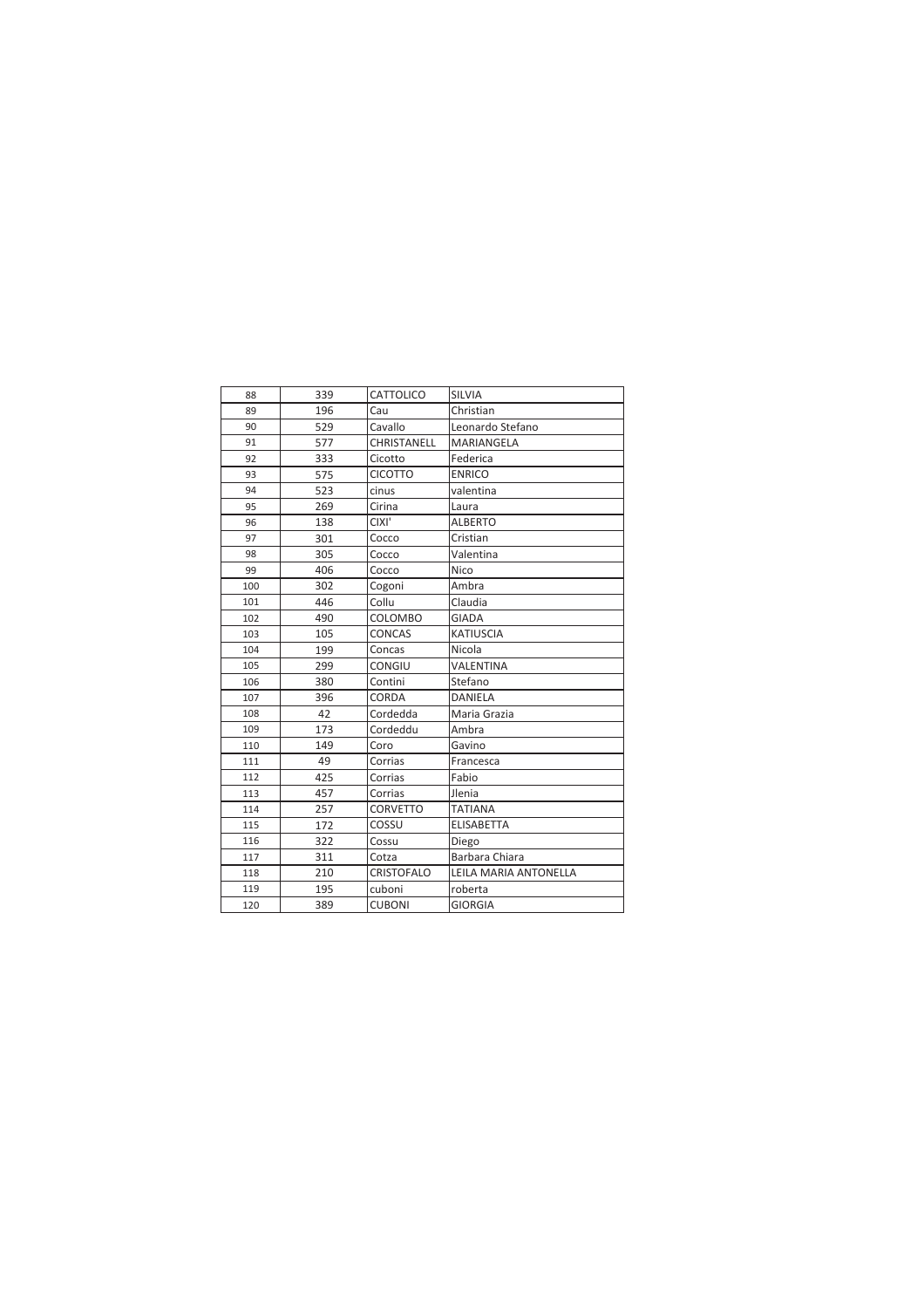| 88 | 339 | CATTOLICO | SILVIA |
|---|---|---|---|
| 89 | 196 | Cau | Christian |
| 90 | 529 | Cavallo | Leonardo Stefano |
| 91 | 577 | CHRISTANELL | MARIANGELA |
| 92 | 333 | Cicotto | Federica |
| 93 | 575 | CICOTTO | ENRICO |
| 94 | 523 | cinus | valentina |
| 95 | 269 | Cirina | Laura |
| 96 | 138 | CIXI' | ALBERTO |
| 97 | 301 | Cocco | Cristian |
| 98 | 305 | Cocco | Valentina |
| 99 | 406 | Cocco | Nico |
| 100 | 302 | Cogoni | Ambra |
| 101 | 446 | Collu | Claudia |
| 102 | 490 | COLOMBO | GIADA |
| 103 | 105 | CONCAS | KATIUSCIA |
| 104 | 199 | Concas | Nicola |
| 105 | 299 | CONGIU | VALENTINA |
| 106 | 380 | Contini | Stefano |
| 107 | 396 | CORDA | DANIELA |
| 108 | 42 | Cordedda | Maria Grazia |
| 109 | 173 | Cordeddu | Ambra |
| 110 | 149 | Coro | Gavino |
| 111 | 49 | Corrias | Francesca |
| 112 | 425 | Corrias | Fabio |
| 113 | 457 | Corrias | Jlenia |
| 114 | 257 | CORVETTO | TATIANA |
| 115 | 172 | COSSU | ELISABETTA |
| 116 | 322 | Cossu | Diego |
| 117 | 311 | Cotza | Barbara Chiara |
| 118 | 210 | CRISTOFALO | LEILA MARIA ANTONELLA |
| 119 | 195 | cuboni | roberta |
| 120 | 389 | CUBONI | GIORGIA |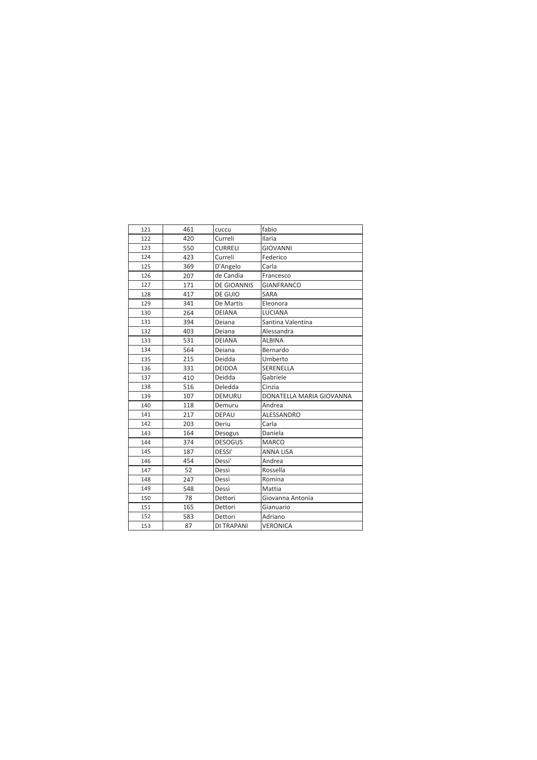| | | | |
|---|---|---|---|
| 121 | 461 | cuccu | fabio |
| 122 | 420 | Curreli | Ilaria |
| 123 | 550 | CURRELI | GIOVANNI |
| 124 | 423 | Curreli | Federico |
| 125 | 369 | D'Angelo | Carla |
| 126 | 207 | de Candia | Francesco |
| 127 | 171 | DE GIOANNIS | GIANFRANCO |
| 128 | 417 | DE GUIO | SARA |
| 129 | 341 | De Martis | Eleonora |
| 130 | 264 | DEIANA | LUCIANA |
| 131 | 394 | Deiana | Santina Valentina |
| 132 | 403 | Deiana | Alessandra |
| 133 | 531 | DEIANA | ALBINA |
| 134 | 564 | Deiana | Bernardo |
| 135 | 215 | Deidda | Umberto |
| 136 | 331 | DEIDDA | SERENELLA |
| 137 | 410 | Deidda | Gabriele |
| 138 | 516 | Deledda | Cinzia |
| 139 | 107 | DEMURU | DONATELLA MARIA GIOVANNA |
| 140 | 118 | Demuru | Andrea |
| 141 | 217 | DEPAU | ALESSANDRO |
| 142 | 203 | Deriu | Carla |
| 143 | 164 | Desogus | Daniela |
| 144 | 374 | DESOGUS | MARCO |
| 145 | 187 | DESSI' | ANNA LISA |
| 146 | 454 | Dessi' | Andrea |
| 147 | 52 | Dessì | Rossella |
| 148 | 247 | Dessì | Romina |
| 149 | 548 | Dessì | Mattia |
| 150 | 78 | Dettori | Giovanna Antonia |
| 151 | 165 | Dettori | Gianuario |
| 152 | 583 | Dettori | Adriano |
| 153 | 87 | DI TRAPANI | VERONICA |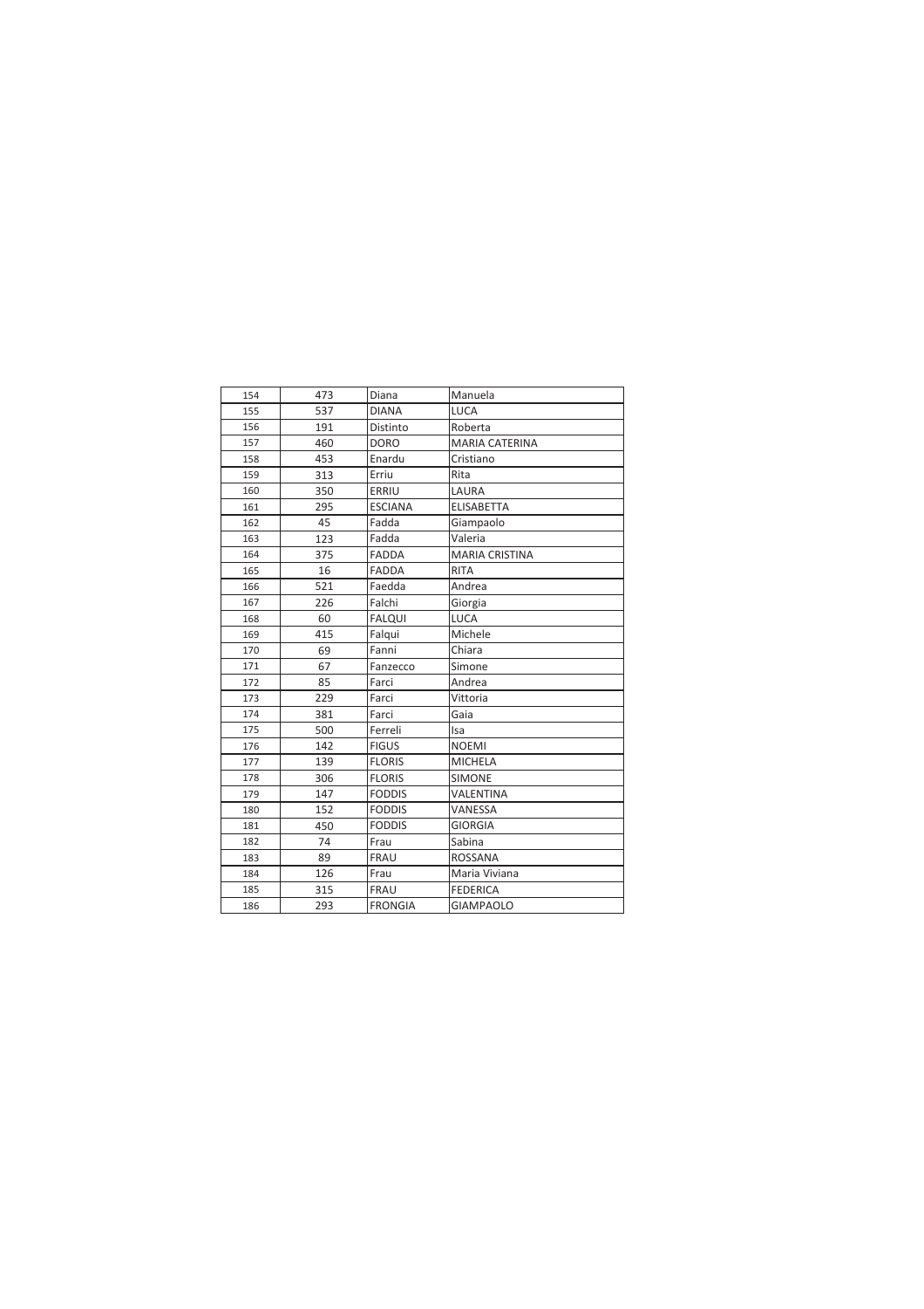| | | | |
|---|---|---|---|
| 154 | 473 | Diana | Manuela |
| 155 | 537 | DIANA | LUCA |
| 156 | 191 | Distinto | Roberta |
| 157 | 460 | DORO | MARIA CATERINA |
| 158 | 453 | Enardu | Cristiano |
| 159 | 313 | Erriu | Rita |
| 160 | 350 | ERRIU | LAURA |
| 161 | 295 | ESCIANA | ELISABETTA |
| 162 | 45 | Fadda | Giampaolo |
| 163 | 123 | Fadda | Valeria |
| 164 | 375 | FADDA | MARIA CRISTINA |
| 165 | 16 | FADDA | RITA |
| 166 | 521 | Faedda | Andrea |
| 167 | 226 | Falchi | Giorgia |
| 168 | 60 | FALQUI | LUCA |
| 169 | 415 | Falqui | Michele |
| 170 | 69 | Fanni | Chiara |
| 171 | 67 | Fanzecco | Simone |
| 172 | 85 | Farci | Andrea |
| 173 | 229 | Farci | Vittoria |
| 174 | 381 | Farci | Gaia |
| 175 | 500 | Ferreli | Isa |
| 176 | 142 | FIGUS | NOEMI |
| 177 | 139 | FLORIS | MICHELA |
| 178 | 306 | FLORIS | SIMONE |
| 179 | 147 | FODDIS | VALENTINA |
| 180 | 152 | FODDIS | VANESSA |
| 181 | 450 | FODDIS | GIORGIA |
| 182 | 74 | Frau | Sabina |
| 183 | 89 | FRAU | ROSSANA |
| 184 | 126 | Frau | Maria Viviana |
| 185 | 315 | FRAU | FEDERICA |
| 186 | 293 | FRONGIA | GIAMPAOLO |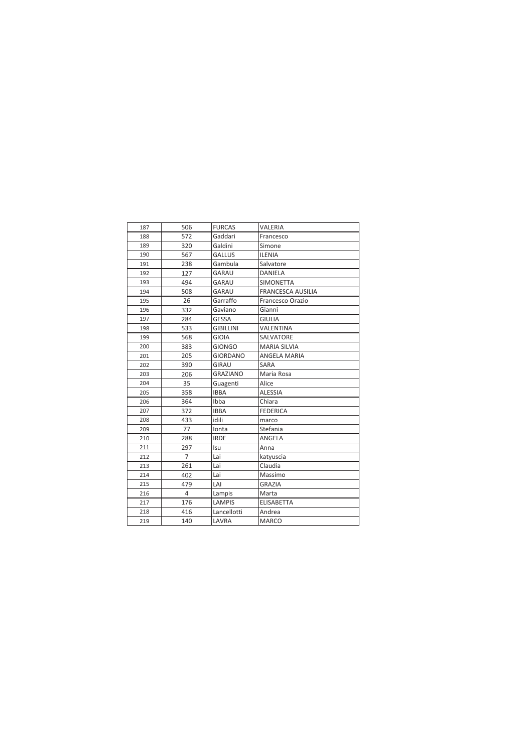| 187 | 506 | FURCAS | VALERIA |
|---|---|---|---|
| 188 | 572 | Gaddari | Francesco |
| 189 | 320 | Galdini | Simone |
| 190 | 567 | GALLUS | ILENIA |
| 191 | 238 | Gambula | Salvatore |
| 192 | 127 | GARAU | DANIELA |
| 193 | 494 | GARAU | SIMONETTA |
| 194 | 508 | GARAU | FRANCESCA AUSILIA |
| 195 | 26 | Garraffo | Francesco Orazio |
| 196 | 332 | Gaviano | Gianni |
| 197 | 284 | GESSA | GIULIA |
| 198 | 533 | GIBILLINI | VALENTINA |
| 199 | 568 | GIOIA | SALVATORE |
| 200 | 383 | GIONGO | MARIA SILVIA |
| 201 | 205 | GIORDANO | ANGELA MARIA |
| 202 | 390 | GIRAU | SARA |
| 203 | 206 | GRAZIANO | Maria Rosa |
| 204 | 35 | Guagenti | Alice |
| 205 | 358 | IBBA | ALESSIA |
| 206 | 364 | Ibba | Chiara |
| 207 | 372 | IBBA | FEDERICA |
| 208 | 433 | idili | marco |
| 209 | 77 | Ionta | Stefania |
| 210 | 288 | IRDE | ANGELA |
| 211 | 297 | Isu | Anna |
| 212 | 7 | Lai | katyuscia |
| 213 | 261 | Lai | Claudia |
| 214 | 402 | Lai | Massimo |
| 215 | 479 | LAI | GRAZIA |
| 216 | 4 | Lampis | Marta |
| 217 | 176 | LAMPIS | ELISABETTA |
| 218 | 416 | Lancellotti | Andrea |
| 219 | 140 | LAVRA | MARCO |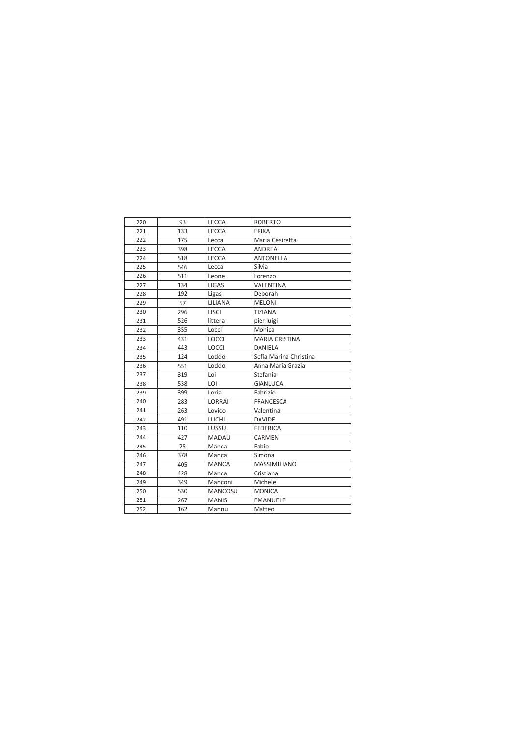| 220 | 93 | LECCA | ROBERTO |
|---|---|---|---|
| 221 | 133 | LECCA | ERIKA |
| 222 | 175 | Lecca | Maria Cesiretta |
| 223 | 398 | LECCA | ANDREA |
| 224 | 518 | LECCA | ANTONELLA |
| 225 | 546 | Lecca | Silvia |
| 226 | 511 | Leone | Lorenzo |
| 227 | 134 | LIGAS | VALENTINA |
| 228 | 192 | Ligas | Deborah |
| 229 | 57 | LILIANA | MELONI |
| 230 | 296 | LISCI | TIZIANA |
| 231 | 526 | littera | pier luigi |
| 232 | 355 | Locci | Monica |
| 233 | 431 | LOCCI | MARIA CRISTINA |
| 234 | 443 | LOCCI | DANIELA |
| 235 | 124 | Loddo | Sofia Marina Christina |
| 236 | 551 | Loddo | Anna Maria Grazia |
| 237 | 319 | Loi | Stefania |
| 238 | 538 | LOI | GIANLUCA |
| 239 | 399 | Loria | Fabrizio |
| 240 | 283 | LORRAI | FRANCESCA |
| 241 | 263 | Lovico | Valentina |
| 242 | 491 | LUCHI | DAVIDE |
| 243 | 110 | LUSSU | FEDERICA |
| 244 | 427 | MADAU | CARMEN |
| 245 | 75 | Manca | Fabio |
| 246 | 378 | Manca | Simona |
| 247 | 405 | MANCA | MASSIMILIANO |
| 248 | 428 | Manca | Cristiana |
| 249 | 349 | Manconi | Michele |
| 250 | 530 | MANCOSU | MONICA |
| 251 | 267 | MANIS | EMANUELE |
| 252 | 162 | Mannu | Matteo |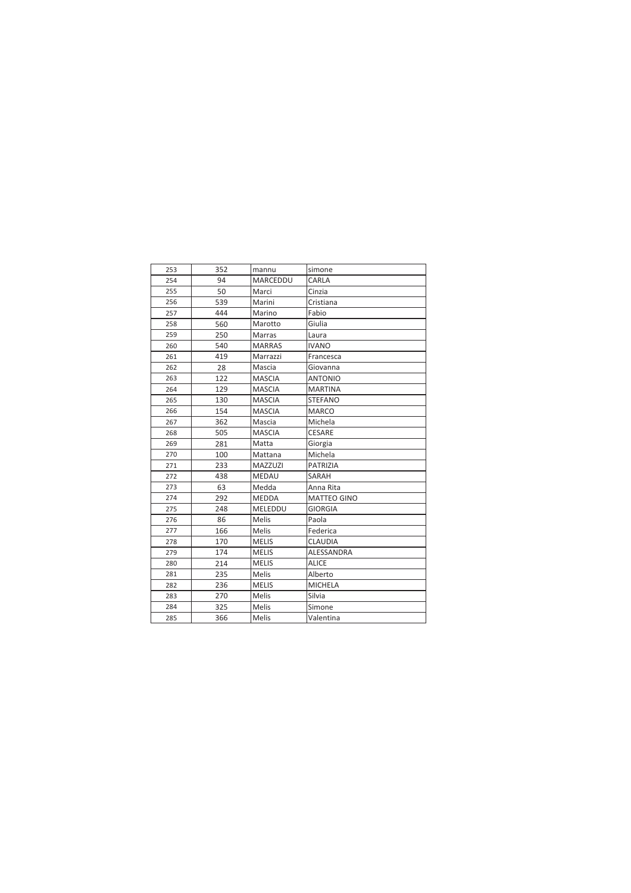| 253 | 352 | mannu | simone |
|---|---|---|---|
| 254 | 94 | MARCEDDU | CARLA |
| 255 | 50 | Marci | Cinzia |
| 256 | 539 | Marini | Cristiana |
| 257 | 444 | Marino | Fabio |
| 258 | 560 | Marotto | Giulia |
| 259 | 250 | Marras | Laura |
| 260 | 540 | MARRAS | IVANO |
| 261 | 419 | Marrazzi | Francesca |
| 262 | 28 | Mascia | Giovanna |
| 263 | 122 | MASCIA | ANTONIO |
| 264 | 129 | MASCIA | MARTINA |
| 265 | 130 | MASCIA | STEFANO |
| 266 | 154 | MASCIA | MARCO |
| 267 | 362 | Mascia | Michela |
| 268 | 505 | MASCIA | CESARE |
| 269 | 281 | Matta | Giorgia |
| 270 | 100 | Mattana | Michela |
| 271 | 233 | MAZZUZI | PATRIZIA |
| 272 | 438 | MEDAU | SARAH |
| 273 | 63 | Medda | Anna Rita |
| 274 | 292 | MEDDA | MATTEO GINO |
| 275 | 248 | MELEDDU | GIORGIA |
| 276 | 86 | Melis | Paola |
| 277 | 166 | Melis | Federica |
| 278 | 170 | MELIS | CLAUDIA |
| 279 | 174 | MELIS | ALESSANDRA |
| 280 | 214 | MELIS | ALICE |
| 281 | 235 | Melis | Alberto |
| 282 | 236 | MELIS | MICHELA |
| 283 | 270 | Melis | Silvia |
| 284 | 325 | Melis | Simone |
| 285 | 366 | Melis | Valentina |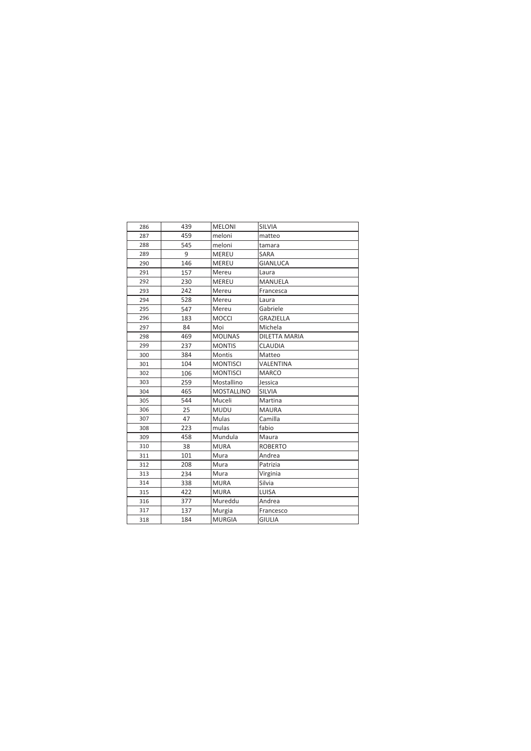| 286 | 439 | MELONI | SILVIA |
|---|---|---|---|
| 287 | 459 | meloni | matteo |
| 288 | 545 | meloni | tamara |
| 289 | 9 | MEREU | SARA |
| 290 | 146 | MEREU | GIANLUCA |
| 291 | 157 | Mereu | Laura |
| 292 | 230 | MEREU | MANUELA |
| 293 | 242 | Mereu | Francesca |
| 294 | 528 | Mereu | Laura |
| 295 | 547 | Mereu | Gabriele |
| 296 | 183 | MOCCI | GRAZIELLA |
| 297 | 84 | Moi | Michela |
| 298 | 469 | MOLINAS | DILETTA MARIA |
| 299 | 237 | MONTIS | CLAUDIA |
| 300 | 384 | Montis | Matteo |
| 301 | 104 | MONTISCI | VALENTINA |
| 302 | 106 | MONTISCI | MARCO |
| 303 | 259 | Mostallino | Jessica |
| 304 | 465 | MOSTALLINO | SILVIA |
| 305 | 544 | Muceli | Martina |
| 306 | 25 | MUDU | MAURA |
| 307 | 47 | Mulas | Camilla |
| 308 | 223 | mulas | fabio |
| 309 | 458 | Mundula | Maura |
| 310 | 38 | MURA | ROBERTO |
| 311 | 101 | Mura | Andrea |
| 312 | 208 | Mura | Patrizia |
| 313 | 234 | Mura | Virginia |
| 314 | 338 | MURA | Silvia |
| 315 | 422 | MURA | LUISA |
| 316 | 377 | Mureddu | Andrea |
| 317 | 137 | Murgia | Francesco |
| 318 | 184 | MURGIA | GIULIA |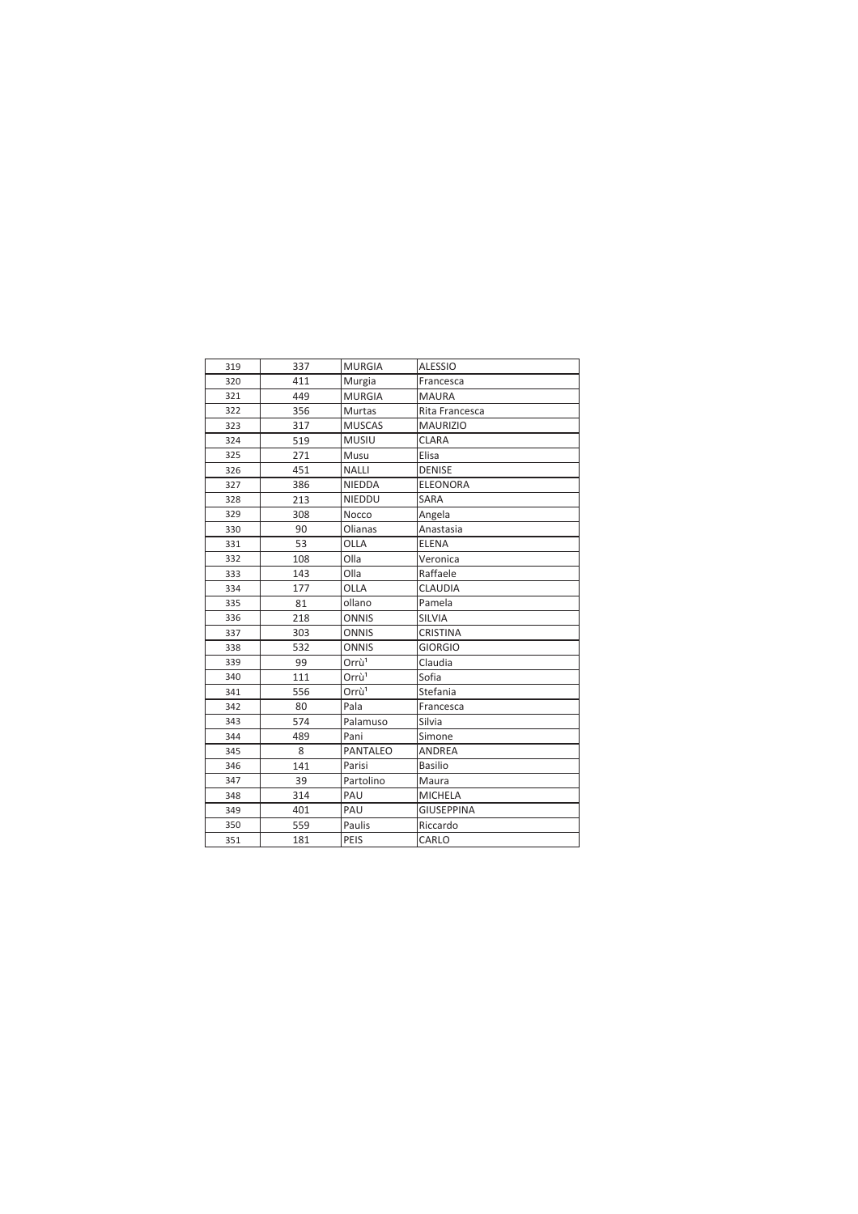| 319 | 337 | MURGIA | ALESSIO |
|---|---|---|---|
| 320 | 411 | Murgia | Francesca |
| 321 | 449 | MURGIA | MAURA |
| 322 | 356 | Murtas | Rita Francesca |
| 323 | 317 | MUSCAS | MAURIZIO |
| 324 | 519 | MUSIU | CLARA |
| 325 | 271 | Musu | Elisa |
| 326 | 451 | NALLI | DENISE |
| 327 | 386 | NIEDDA | ELEONORA |
| 328 | 213 | NIEDDU | SARA |
| 329 | 308 | Nocco | Angela |
| 330 | 90 | Olianas | Anastasia |
| 331 | 53 | OLLA | ELENA |
| 332 | 108 | Olla | Veronica |
| 333 | 143 | Olla | Raffaele |
| 334 | 177 | OLLA | CLAUDIA |
| 335 | 81 | ollano | Pamela |
| 336 | 218 | ONNIS | SILVIA |
| 337 | 303 | ONNIS | CRISTINA |
| 338 | 532 | ONNIS | GIORGIO |
| 339 | 99 | Orrù[1] | Claudia |
| 340 | 111 | Orrù[1] | Sofia |
| 341 | 556 | Orrù[1] | Stefania |
| 342 | 80 | Pala | Francesca |
| 343 | 574 | Palamuso | Silvia |
| 344 | 489 | Pani | Simone |
| 345 | 8 | PANTALEO | ANDREA |
| 346 | 141 | Parisi | Basilio |
| 347 | 39 | Partolino | Maura |
| 348 | 314 | PAU | MICHELA |
| 349 | 401 | PAU | GIUSEPPINA |
| 350 | 559 | Paulis | Riccardo |
| 351 | 181 | PEIS | CARLO |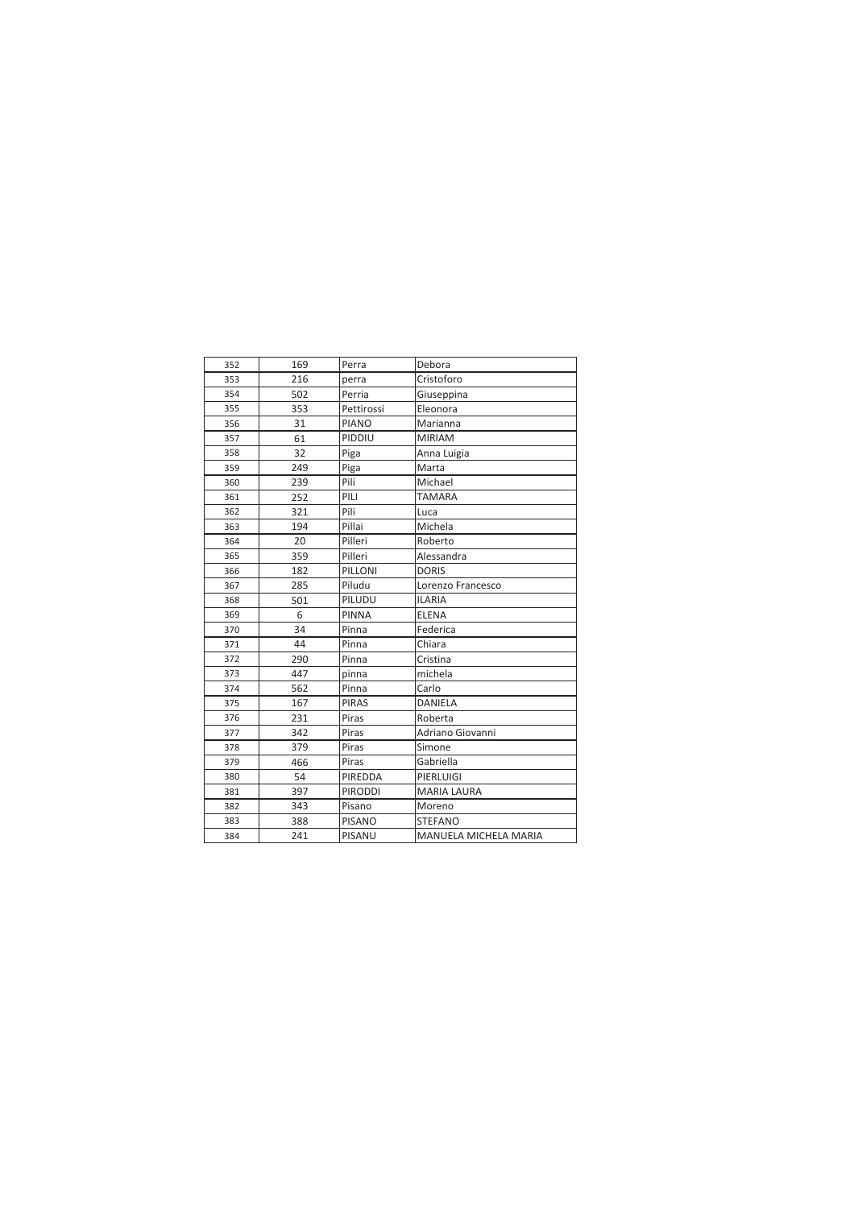| 352 | 169 | Perra | Debora |
|---|---|---|---|
| 353 | 216 | perra | Cristoforo |
| 354 | 502 | Perria | Giuseppina |
| 355 | 353 | Pettirossi | Eleonora |
| 356 | 31 | PIANO | Marianna |
| 357 | 61 | PIDDIU | MIRIAM |
| 358 | 32 | Piga | Anna Luigia |
| 359 | 249 | Piga | Marta |
| 360 | 239 | Pili | Michael |
| 361 | 252 | PILI | TAMARA |
| 362 | 321 | Pili | Luca |
| 363 | 194 | Pillai | Michela |
| 364 | 20 | Pilleri | Roberto |
| 365 | 359 | Pilleri | Alessandra |
| 366 | 182 | PILLONI | DORIS |
| 367 | 285 | Piludu | Lorenzo Francesco |
| 368 | 501 | PILUDU | ILARIA |
| 369 | 6 | PINNA | ELENA |
| 370 | 34 | Pinna | Federica |
| 371 | 44 | Pinna | Chiara |
| 372 | 290 | Pinna | Cristina |
| 373 | 447 | pinna | michela |
| 374 | 562 | Pinna | Carlo |
| 375 | 167 | PIRAS | DANIELA |
| 376 | 231 | Piras | Roberta |
| 377 | 342 | Piras | Adriano Giovanni |
| 378 | 379 | Piras | Simone |
| 379 | 466 | Piras | Gabriella |
| 380 | 54 | PIREDDA | PIERLUIGI |
| 381 | 397 | PIRODDI | MARIA LAURA |
| 382 | 343 | Pisano | Moreno |
| 383 | 388 | PISANO | STEFANO |
| 384 | 241 | PISANU | MANUELA MICHELA MARIA |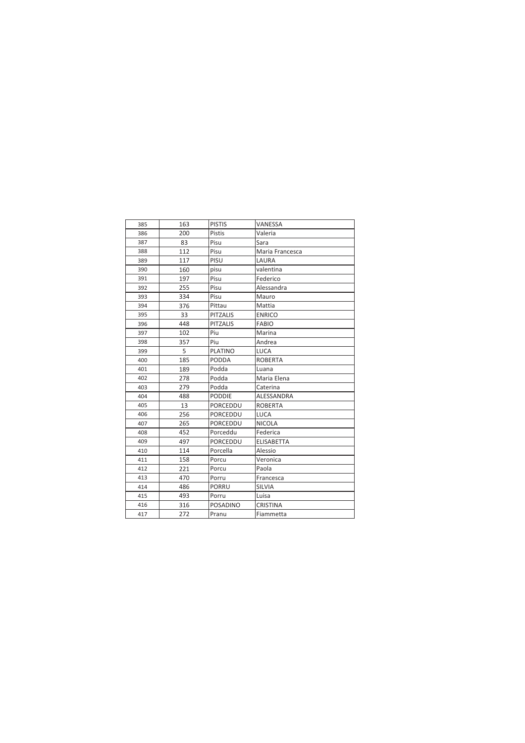| 385 | 163 | PISTIS | VANESSA |
|---|---|---|---|
| 386 | 200 | Pistis | Valeria |
| 387 | 83 | Pisu | Sara |
| 388 | 112 | Pisu | Maria Francesca |
| 389 | 117 | PISU | LAURA |
| 390 | 160 | pisu | valentina |
| 391 | 197 | Pisu | Federico |
| 392 | 255 | Pisu | Alessandra |
| 393 | 334 | Pisu | Mauro |
| 394 | 376 | Pittau | Mattia |
| 395 | 33 | PITZALIS | ENRICO |
| 396 | 448 | PITZALIS | FABIO |
| 397 | 102 | Piu | Marina |
| 398 | 357 | Piu | Andrea |
| 399 | 5 | PLATINO | LUCA |
| 400 | 185 | PODDA | ROBERTA |
| 401 | 189 | Podda | Luana |
| 402 | 278 | Podda | Maria Elena |
| 403 | 279 | Podda | Caterina |
| 404 | 488 | PODDIE | ALESSANDRA |
| 405 | 13 | PORCEDDU | ROBERTA |
| 406 | 256 | PORCEDDU | LUCA |
| 407 | 265 | PORCEDDU | NICOLA |
| 408 | 452 | Porceddu | Federica |
| 409 | 497 | PORCEDDU | ELISABETTA |
| 410 | 114 | Porcella | Alessio |
| 411 | 158 | Porcu | Veronica |
| 412 | 221 | Porcu | Paola |
| 413 | 470 | Porru | Francesca |
| 414 | 486 | PORRU | SILVIA |
| 415 | 493 | Porru | Luisa |
| 416 | 316 | POSADINO | CRISTINA |
| 417 | 272 | Pranu | Fiammetta |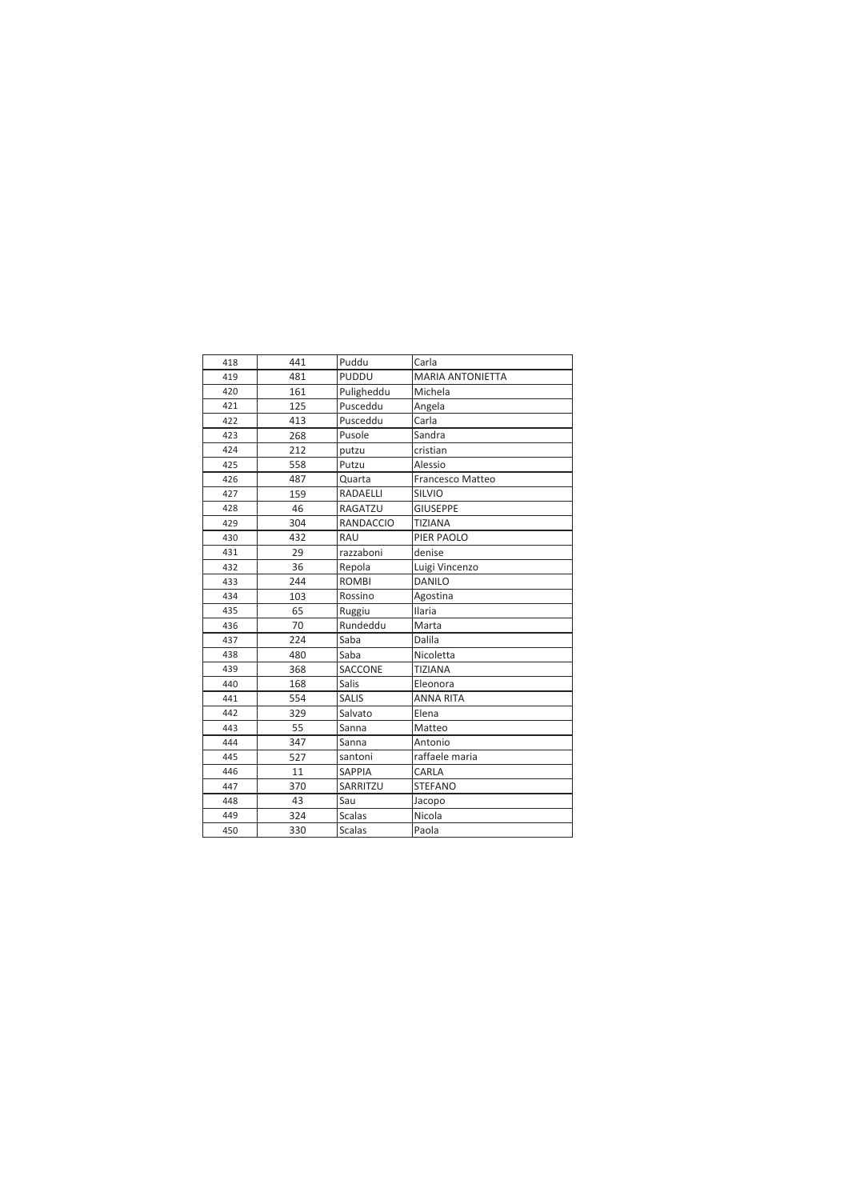| 418 | 441 | Puddu | Carla |
|---|---|---|---|
| 419 | 481 | PUDDU | MARIA ANTONIETTA |
| 420 | 161 | Puligheddu | Michela |
| 421 | 125 | Pusceddu | Angela |
| 422 | 413 | Pusceddu | Carla |
| 423 | 268 | Pusole | Sandra |
| 424 | 212 | putzu | cristian |
| 425 | 558 | Putzu | Alessio |
| 426 | 487 | Quarta | Francesco Matteo |
| 427 | 159 | RADAELLI | SILVIO |
| 428 | 46 | RAGATZU | GIUSEPPE |
| 429 | 304 | RANDACCIO | TIZIANA |
| 430 | 432 | RAU | PIER PAOLO |
| 431 | 29 | razzaboni | denise |
| 432 | 36 | Repola | Luigi Vincenzo |
| 433 | 244 | ROMBI | DANILO |
| 434 | 103 | Rossino | Agostina |
| 435 | 65 | Ruggiu | Ilaria |
| 436 | 70 | Rundeddu | Marta |
| 437 | 224 | Saba | Dalila |
| 438 | 480 | Saba | Nicoletta |
| 439 | 368 | SACCONE | TIZIANA |
| 440 | 168 | Salis | Eleonora |
| 441 | 554 | SALIS | ANNA RITA |
| 442 | 329 | Salvato | Elena |
| 443 | 55 | Sanna | Matteo |
| 444 | 347 | Sanna | Antonio |
| 445 | 527 | santoni | raffaele maria |
| 446 | 11 | SAPPIA | CARLA |
| 447 | 370 | SARRITZU | STEFANO |
| 448 | 43 | Sau | Jacopo |
| 449 | 324 | Scalas | Nicola |
| 450 | 330 | Scalas | Paola |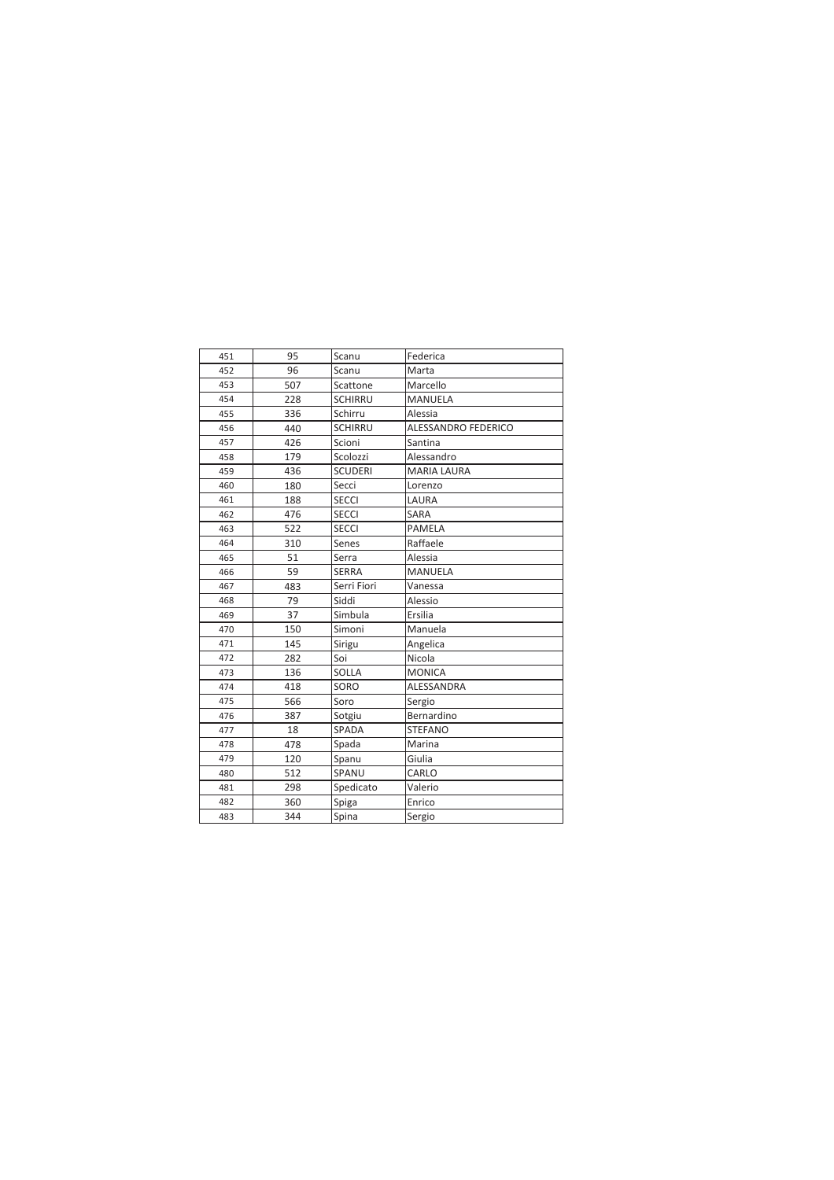| 451 | 95 | Scanu | Federica |
|---|---|---|---|
| 452 | 96 | Scanu | Marta |
| 453 | 507 | Scattone | Marcello |
| 454 | 228 | SCHIRRU | MANUELA |
| 455 | 336 | Schirru | Alessia |
| 456 | 440 | SCHIRRU | ALESSANDRO FEDERICO |
| 457 | 426 | Scioni | Santina |
| 458 | 179 | Scolozzi | Alessandro |
| 459 | 436 | SCUDERI | MARIA LAURA |
| 460 | 180 | Secci | Lorenzo |
| 461 | 188 | SECCI | LAURA |
| 462 | 476 | SECCI | SARA |
| 463 | 522 | SECCI | PAMELA |
| 464 | 310 | Senes | Raffaele |
| 465 | 51 | Serra | Alessia |
| 466 | 59 | SERRA | MANUELA |
| 467 | 483 | Serri Fiori | Vanessa |
| 468 | 79 | Siddi | Alessio |
| 469 | 37 | Simbula | Ersilia |
| 470 | 150 | Simoni | Manuela |
| 471 | 145 | Sirigu | Angelica |
| 472 | 282 | Soi | Nicola |
| 473 | 136 | SOLLA | MONICA |
| 474 | 418 | SORO | ALESSANDRA |
| 475 | 566 | Soro | Sergio |
| 476 | 387 | Sotgiu | Bernardino |
| 477 | 18 | SPADA | STEFANO |
| 478 | 478 | Spada | Marina |
| 479 | 120 | Spanu | Giulia |
| 480 | 512 | SPANU | CARLO |
| 481 | 298 | Spedicato | Valerio |
| 482 | 360 | Spiga | Enrico |
| 483 | 344 | Spina | Sergio |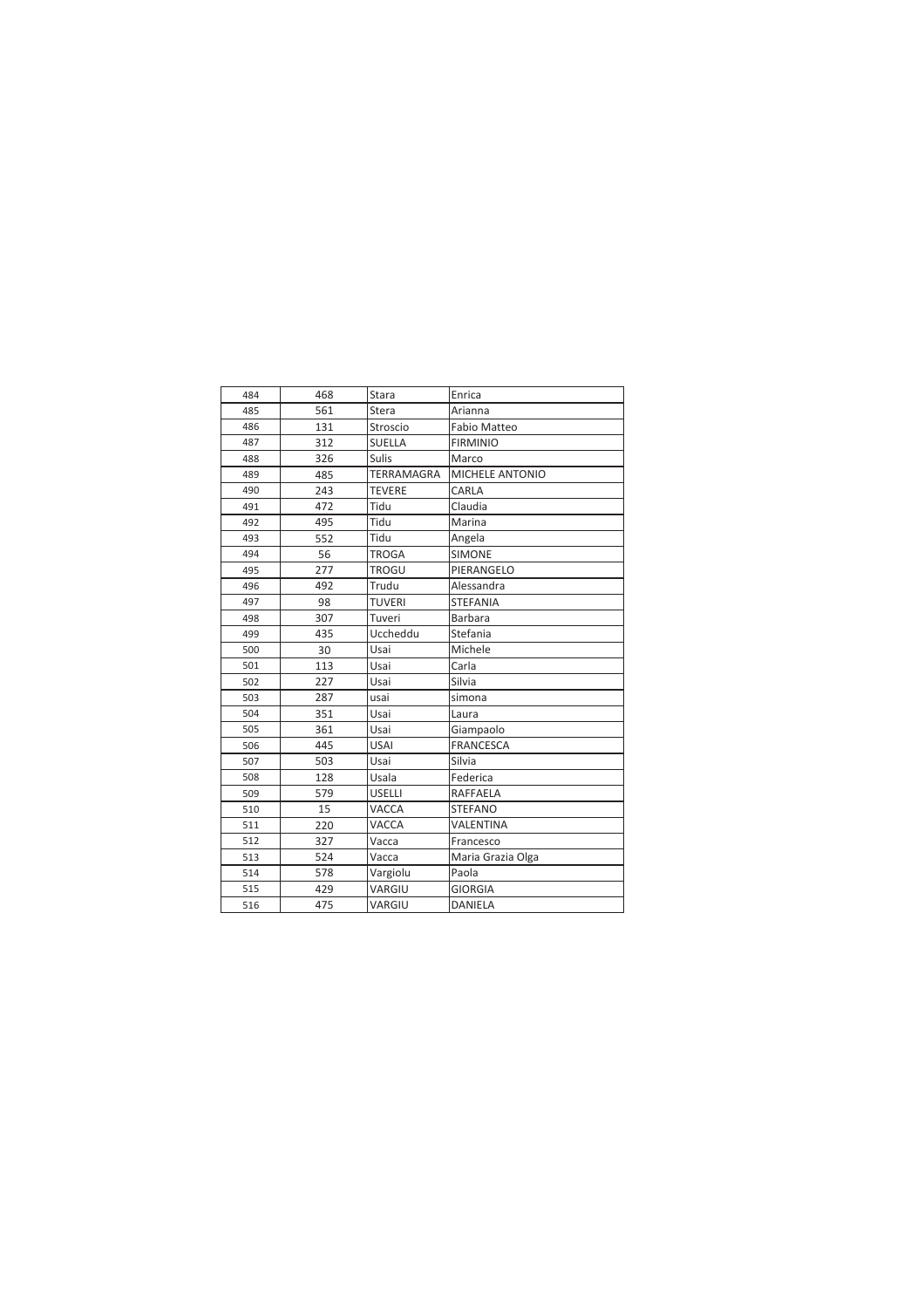| | | | |
|---|---|---|---|
| 484 | 468 | Stara | Enrica |
| 485 | 561 | Stera | Arianna |
| 486 | 131 | Stroscio | Fabio Matteo |
| 487 | 312 | SUELLA | FIRMINIO |
| 488 | 326 | Sulis | Marco |
| 489 | 485 | TERRAMAGRA | MICHELE ANTONIO |
| 490 | 243 | TEVERE | CARLA |
| 491 | 472 | Tidu | Claudia |
| 492 | 495 | Tidu | Marina |
| 493 | 552 | Tidu | Angela |
| 494 | 56 | TROGA | SIMONE |
| 495 | 277 | TROGU | PIERANGELO |
| 496 | 492 | Trudu | Alessandra |
| 497 | 98 | TUVERI | STEFANIA |
| 498 | 307 | Tuveri | Barbara |
| 499 | 435 | Uccheddu | Stefania |
| 500 | 30 | Usai | Michele |
| 501 | 113 | Usai | Carla |
| 502 | 227 | Usai | Silvia |
| 503 | 287 | usai | simona |
| 504 | 351 | Usai | Laura |
| 505 | 361 | Usai | Giampaolo |
| 506 | 445 | USAI | FRANCESCA |
| 507 | 503 | Usai | Silvia |
| 508 | 128 | Usala | Federica |
| 509 | 579 | USELLI | RAFFAELA |
| 510 | 15 | VACCA | STEFANO |
| 511 | 220 | VACCA | VALENTINA |
| 512 | 327 | Vacca | Francesco |
| 513 | 524 | Vacca | Maria Grazia Olga |
| 514 | 578 | Vargiolu | Paola |
| 515 | 429 | VARGIU | GIORGIA |
| 516 | 475 | VARGIU | DANIELA |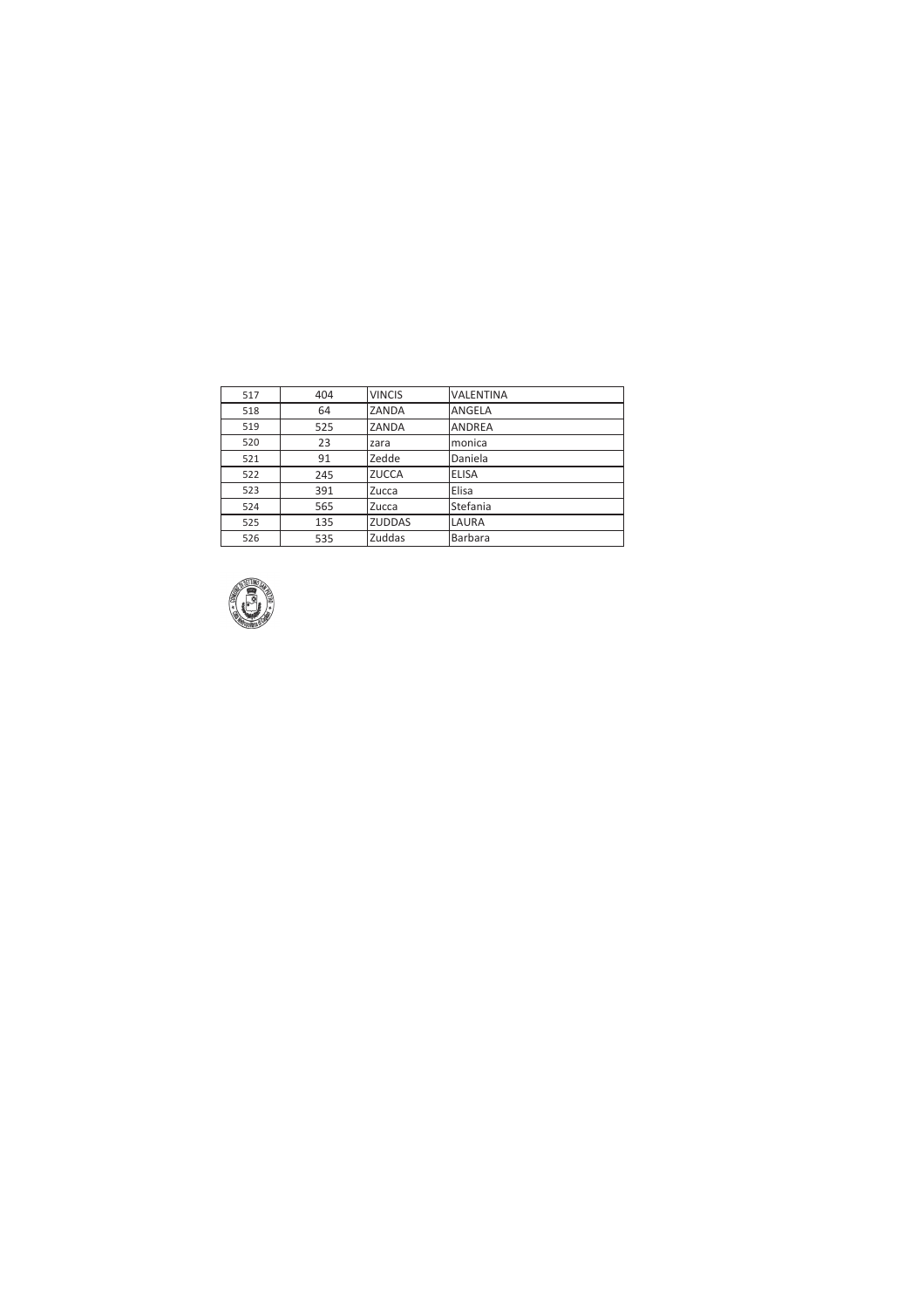| 517 | 404 | VINCIS | VALENTINA |
|---|---|---|---|
| 518 | 64 | ZANDA | ANGELA |
| 519 | 525 | ZANDA | ANDREA |
| 520 | 23 | zara | monica |
| 521 | 91 | Zedde | Daniela |
| 522 | 245 | ZUCCA | ELISA |
| 523 | 391 | Zucca | Elisa |
| 524 | 565 | Zucca | Stefania |
| 525 | 135 | ZUDDAS | LAURA |
| 526 | 535 | Zuddas | Barbara |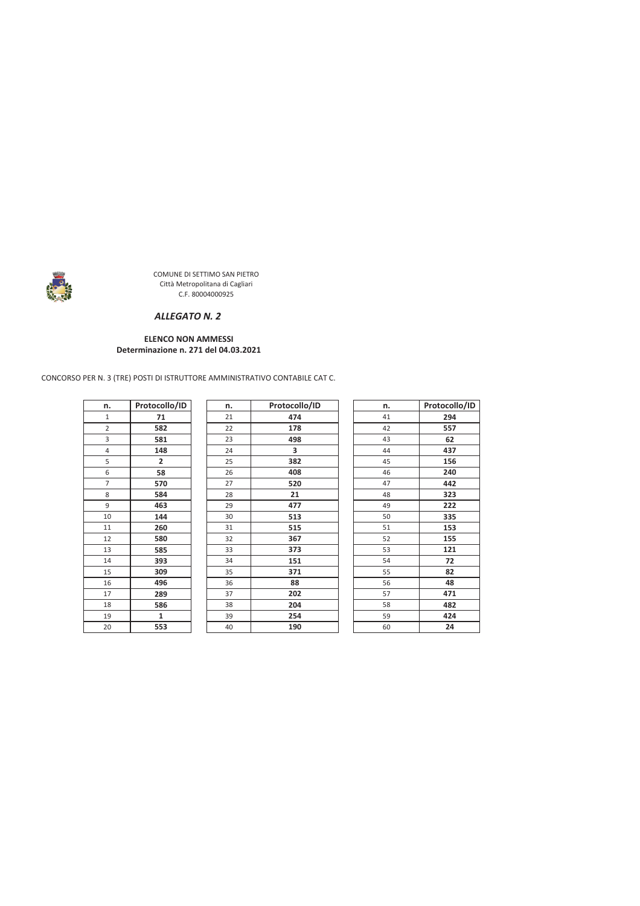COMUNE DI SETTIMO SAN PIETRO
Città Metropolitana di Cagliari
C.F. 80004000925

## *ALLEGATO N. 2*

**ELENCO NON AMMESSI**
**Determinazione n. 271 del 04.03.2021**

CONCORSO PER N. 3 (TRE) POSTI DI ISTRUTTORE AMMINISTRATIVO CONTABILE CAT C.

| n. | Protocollo/ID |
|---|---|
| 1 | **71** |
| 2 | **582** |
| 3 | **581** |
| 4 | **148** |
| 5 | **2** |
| 6 | **58** |
| 7 | **570** |
| 8 | **584** |
| 9 | **463** |
| 10 | **144** |
| 11 | **260** |
| 12 | **580** |
| 13 | **585** |
| 14 | **393** |
| 15 | **309** |
| 16 | **496** |
| 17 | **289** |
| 18 | **586** |
| 19 | **1** |
| 20 | **553** |
| 21 | **474** |
| 22 | **178** |
| 23 | **498** |
| 24 | **3** |
| 25 | **382** |
| 26 | **408** |
| 27 | **520** |
| 28 | **21** |
| 29 | **477** |
| 30 | **513** |
| 31 | **515** |
| 32 | **367** |
| 33 | **373** |
| 34 | **151** |
| 35 | **371** |
| 36 | **88** |
| 37 | **202** |
| 38 | **204** |
| 39 | **254** |
| 40 | **190** |
| 41 | **294** |
| 42 | **557** |
| 43 | **62** |
| 44 | **437** |
| 45 | **156** |
| 46 | **240** |
| 47 | **442** |
| 48 | **323** |
| 49 | **222** |
| 50 | **335** |
| 51 | **153** |
| 52 | **155** |
| 53 | **121** |
| 54 | **72** |
| 55 | **82** |
| 56 | **48** |
| 57 | **471** |
| 58 | **482** |
| 59 | **424** |
| 60 | **24** |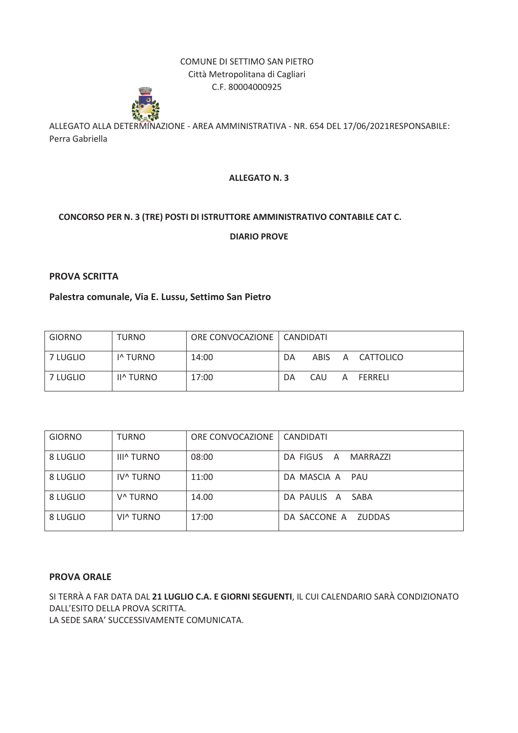COMUNE DI SETTIMO SAN PIETRO
Città Metropolitana di Cagliari
C.F. 80004000925

ALLEGATO ALLA DETERMINAZIONE - AREA AMMINISTRATIVA - NR. 654 DEL 17/06/2021RESPONSABILE: Perra Gabriella

**ALLEGATO N. 3**

**CONCORSO PER N. 3 (TRE) POSTI DI ISTRUTTORE AMMINISTRATIVO CONTABILE CAT C.**

**DIARIO PROVE**

**PROVA SCRITTA**

**Palestra comunale, Via E. Lussu, Settimo San Pietro**

| GIORNO | TURNO | ORE CONVOCAZIONE | CANDIDATI |
|---|---|---|---|
| 7 LUGLIO | I^ TURNO | 14:00 | DA ABIS A CATTOLICO |
| 7 LUGLIO | II^ TURNO | 17:00 | DA CAU A FERRELI |

| GIORNO | TURNO | ORE CONVOCAZIONE | CANDIDATI |
|---|---|---|---|
| 8 LUGLIO | III^ TURNO | 08:00 | DA FIGUS A MARRAZZI |
| 8 LUGLIO | IV^ TURNO | 11:00 | DA MASCIA A PAU |
| 8 LUGLIO | V^ TURNO | 14.00 | DA PAULIS A SABA |
| 8 LUGLIO | VI^ TURNO | 17:00 | DA SACCONE A ZUDDAS |

**PROVA ORALE**

SI TERRÀ A FAR DATA DAL **21 LUGLIO C.A. E GIORNI SEGUENTI**, IL CUI CALENDARIO SARÀ CONDIZIONATO DALL'ESITO DELLA PROVA SCRITTA.
LA SEDE SARA' SUCCESSIVAMENTE COMUNICATA.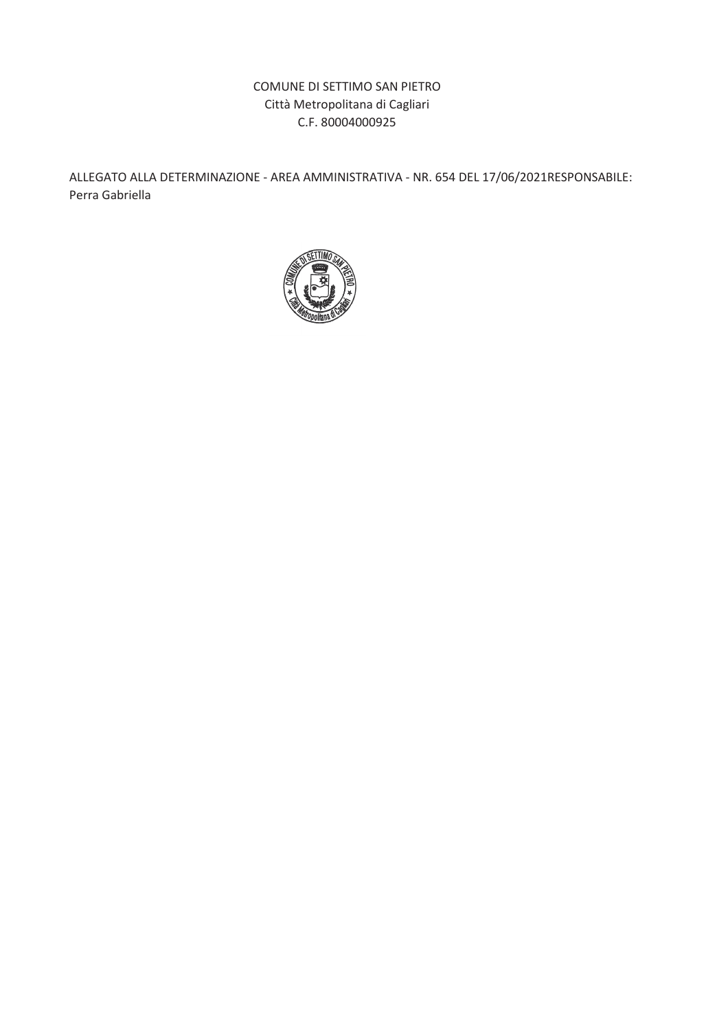COMUNE DI SETTIMO SAN PIETRO
Città Metropolitana di Cagliari
C.F. 80004000925

ALLEGATO ALLA DETERMINAZIONE - AREA AMMINISTRATIVA - NR. 654 DEL 17/06/2021RESPONSABILE: Perra Gabriella